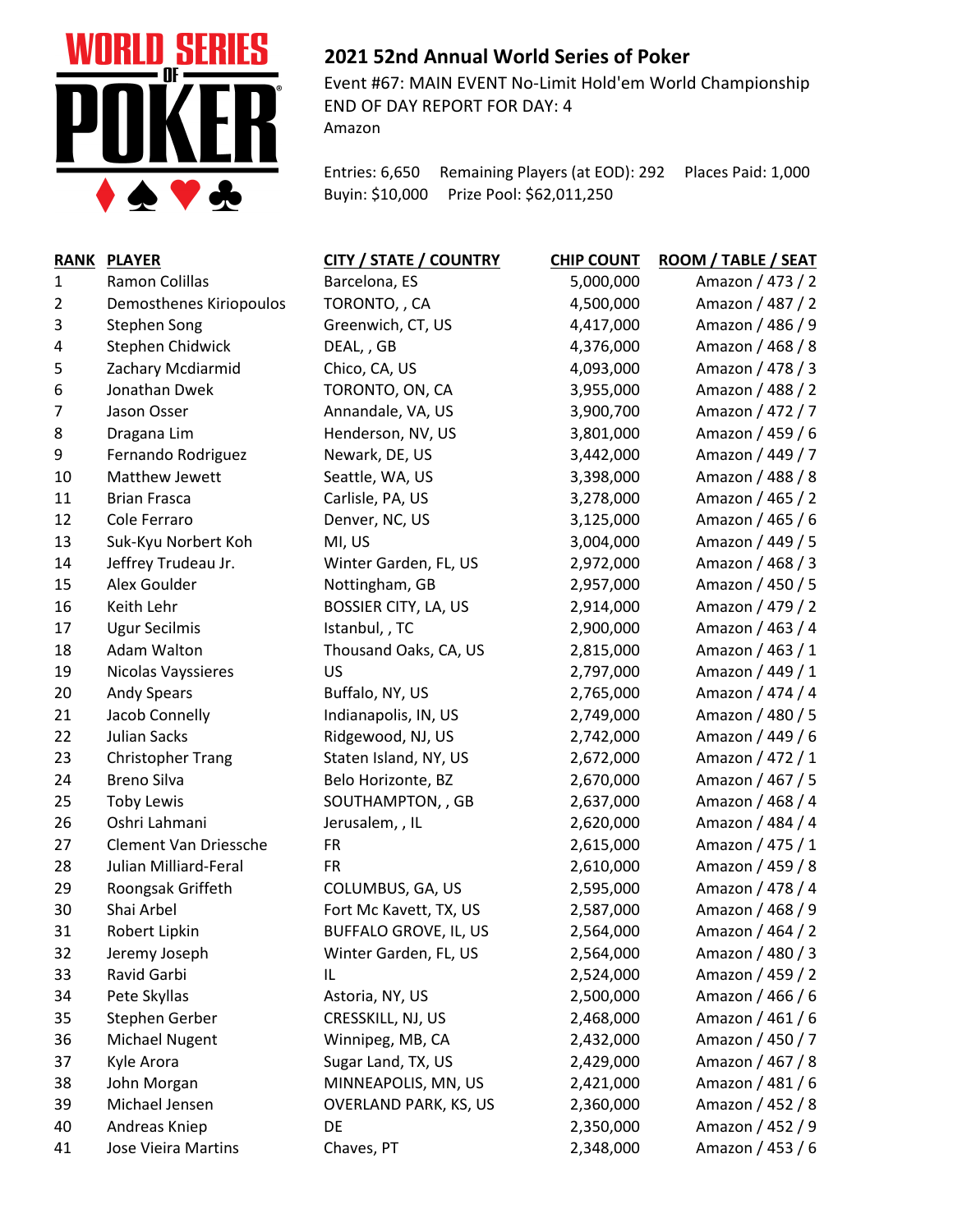## 2021 52nd Annual World Series of Poker

Event #67: MAIN EVENT No-Limit Hold'em World Championship
END OF DAY REPORT FOR DAY: 4
Amazon

Entries: 6,650 Remaining Players (at EOD): 292 Places Paid: 1,000
Buyin: $10,000 Prize Pool: $62,011,250

| RANK | PLAYER | CITY / STATE / COUNTRY | CHIP COUNT | ROOM / TABLE / SEAT |
|---|---|---|---|---|
| 1 | Ramon Colillas | Barcelona, ES | 5,000,000 | Amazon / 473 / 2 |
| 2 | Demosthenes Kiriopoulos | TORONTO, , CA | 4,500,000 | Amazon / 487 / 2 |
| 3 | Stephen Song | Greenwich, CT, US | 4,417,000 | Amazon / 486 / 9 |
| 4 | Stephen Chidwick | DEAL, , GB | 4,376,000 | Amazon / 468 / 8 |
| 5 | Zachary Mcdiarmid | Chico, CA, US | 4,093,000 | Amazon / 478 / 3 |
| 6 | Jonathan Dwek | TORONTO, ON, CA | 3,955,000 | Amazon / 488 / 2 |
| 7 | Jason Osser | Annandale, VA, US | 3,900,700 | Amazon / 472 / 7 |
| 8 | Dragana Lim | Henderson, NV, US | 3,801,000 | Amazon / 459 / 6 |
| 9 | Fernando Rodriguez | Newark, DE, US | 3,442,000 | Amazon / 449 / 7 |
| 10 | Matthew Jewett | Seattle, WA, US | 3,398,000 | Amazon / 488 / 8 |
| 11 | Brian Frasca | Carlisle, PA, US | 3,278,000 | Amazon / 465 / 2 |
| 12 | Cole Ferraro | Denver, NC, US | 3,125,000 | Amazon / 465 / 6 |
| 13 | Suk-Kyu Norbert Koh | MI, US | 3,004,000 | Amazon / 449 / 5 |
| 14 | Jeffrey Trudeau Jr. | Winter Garden, FL, US | 2,972,000 | Amazon / 468 / 3 |
| 15 | Alex Goulder | Nottingham, GB | 2,957,000 | Amazon / 450 / 5 |
| 16 | Keith Lehr | BOSSIER CITY, LA, US | 2,914,000 | Amazon / 479 / 2 |
| 17 | Ugur Secilmis | Istanbul, , TC | 2,900,000 | Amazon / 463 / 4 |
| 18 | Adam Walton | Thousand Oaks, CA, US | 2,815,000 | Amazon / 463 / 1 |
| 19 | Nicolas Vayssieres | US | 2,797,000 | Amazon / 449 / 1 |
| 20 | Andy Spears | Buffalo, NY, US | 2,765,000 | Amazon / 474 / 4 |
| 21 | Jacob Connelly | Indianapolis, IN, US | 2,749,000 | Amazon / 480 / 5 |
| 22 | Julian Sacks | Ridgewood, NJ, US | 2,742,000 | Amazon / 449 / 6 |
| 23 | Christopher Trang | Staten Island, NY, US | 2,672,000 | Amazon / 472 / 1 |
| 24 | Breno Silva | Belo Horizonte, BZ | 2,670,000 | Amazon / 467 / 5 |
| 25 | Toby Lewis | SOUTHAMPTON, , GB | 2,637,000 | Amazon / 468 / 4 |
| 26 | Oshri Lahmani | Jerusalem, , IL | 2,620,000 | Amazon / 484 / 4 |
| 27 | Clement Van Driessche | FR | 2,615,000 | Amazon / 475 / 1 |
| 28 | Julian Milliard-Feral | FR | 2,610,000 | Amazon / 459 / 8 |
| 29 | Roongsak Griffeth | COLUMBUS, GA, US | 2,595,000 | Amazon / 478 / 4 |
| 30 | Shai Arbel | Fort Mc Kavett, TX, US | 2,587,000 | Amazon / 468 / 9 |
| 31 | Robert Lipkin | BUFFALO GROVE, IL, US | 2,564,000 | Amazon / 464 / 2 |
| 32 | Jeremy Joseph | Winter Garden, FL, US | 2,564,000 | Amazon / 480 / 3 |
| 33 | Ravid Garbi | IL | 2,524,000 | Amazon / 459 / 2 |
| 34 | Pete Skyllas | Astoria, NY, US | 2,500,000 | Amazon / 466 / 6 |
| 35 | Stephen Gerber | CRESSKILL, NJ, US | 2,468,000 | Amazon / 461 / 6 |
| 36 | Michael Nugent | Winnipeg, MB, CA | 2,432,000 | Amazon / 450 / 7 |
| 37 | Kyle Arora | Sugar Land, TX, US | 2,429,000 | Amazon / 467 / 8 |
| 38 | John Morgan | MINNEAPOLIS, MN, US | 2,421,000 | Amazon / 481 / 6 |
| 39 | Michael Jensen | OVERLAND PARK, KS, US | 2,360,000 | Amazon / 452 / 8 |
| 40 | Andreas Kniep | DE | 2,350,000 | Amazon / 452 / 9 |
| 41 | Jose Vieira Martins | Chaves, PT | 2,348,000 | Amazon / 453 / 6 |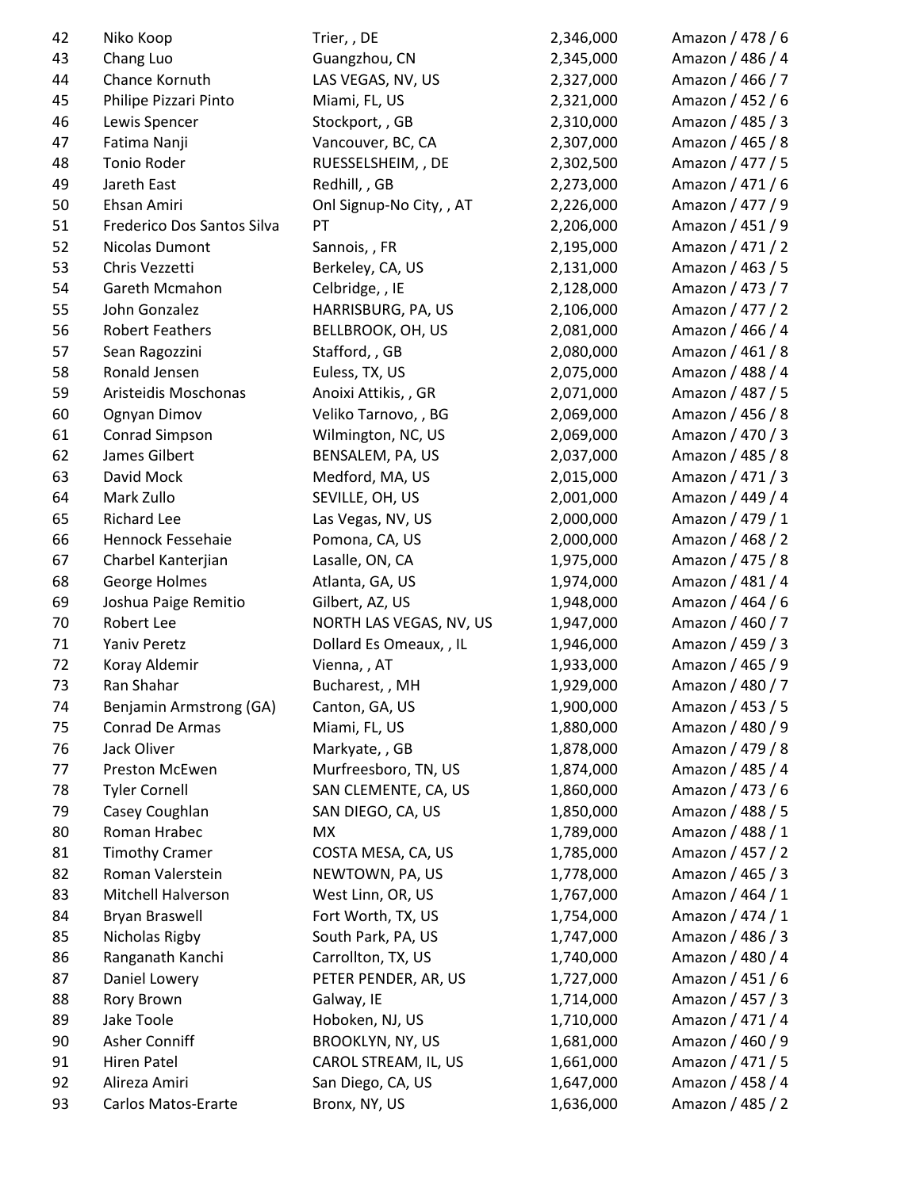| | | | | |
|---|---|---|---|---|
| 42 | Niko Koop | Trier, , DE | 2,346,000 | Amazon / 478 / 6 |
| 43 | Chang Luo | Guangzhou, CN | 2,345,000 | Amazon / 486 / 4 |
| 44 | Chance Kornuth | LAS VEGAS, NV, US | 2,327,000 | Amazon / 466 / 7 |
| 45 | Philipe Pizzari Pinto | Miami, FL, US | 2,321,000 | Amazon / 452 / 6 |
| 46 | Lewis Spencer | Stockport, , GB | 2,310,000 | Amazon / 485 / 3 |
| 47 | Fatima Nanji | Vancouver, BC, CA | 2,307,000 | Amazon / 465 / 8 |
| 48 | Tonio Roder | RUESSELSHEIM, , DE | 2,302,500 | Amazon / 477 / 5 |
| 49 | Jareth East | Redhill, , GB | 2,273,000 | Amazon / 471 / 6 |
| 50 | Ehsan Amiri | Onl Signup-No City, , AT | 2,226,000 | Amazon / 477 / 9 |
| 51 | Frederico Dos Santos Silva | PT | 2,206,000 | Amazon / 451 / 9 |
| 52 | Nicolas Dumont | Sannois, , FR | 2,195,000 | Amazon / 471 / 2 |
| 53 | Chris Vezzetti | Berkeley, CA, US | 2,131,000 | Amazon / 463 / 5 |
| 54 | Gareth Mcmahon | Celbridge, , IE | 2,128,000 | Amazon / 473 / 7 |
| 55 | John Gonzalez | HARRISBURG, PA, US | 2,106,000 | Amazon / 477 / 2 |
| 56 | Robert Feathers | BELLBROOK, OH, US | 2,081,000 | Amazon / 466 / 4 |
| 57 | Sean Ragozzini | Stafford, , GB | 2,080,000 | Amazon / 461 / 8 |
| 58 | Ronald Jensen | Euless, TX, US | 2,075,000 | Amazon / 488 / 4 |
| 59 | Aristeidis Moschonas | Anoixi Attikis, , GR | 2,071,000 | Amazon / 487 / 5 |
| 60 | Ognyan Dimov | Veliko Tarnovo, , BG | 2,069,000 | Amazon / 456 / 8 |
| 61 | Conrad Simpson | Wilmington, NC, US | 2,069,000 | Amazon / 470 / 3 |
| 62 | James Gilbert | BENSALEM, PA, US | 2,037,000 | Amazon / 485 / 8 |
| 63 | David Mock | Medford, MA, US | 2,015,000 | Amazon / 471 / 3 |
| 64 | Mark Zullo | SEVILLE, OH, US | 2,001,000 | Amazon / 449 / 4 |
| 65 | Richard Lee | Las Vegas, NV, US | 2,000,000 | Amazon / 479 / 1 |
| 66 | Hennock Fessehaie | Pomona, CA, US | 2,000,000 | Amazon / 468 / 2 |
| 67 | Charbel Kanterjian | Lasalle, ON, CA | 1,975,000 | Amazon / 475 / 8 |
| 68 | George Holmes | Atlanta, GA, US | 1,974,000 | Amazon / 481 / 4 |
| 69 | Joshua Paige Remitio | Gilbert, AZ, US | 1,948,000 | Amazon / 464 / 6 |
| 70 | Robert Lee | NORTH LAS VEGAS, NV, US | 1,947,000 | Amazon / 460 / 7 |
| 71 | Yaniv Peretz | Dollard Es Omeaux, , IL | 1,946,000 | Amazon / 459 / 3 |
| 72 | Koray Aldemir | Vienna, , AT | 1,933,000 | Amazon / 465 / 9 |
| 73 | Ran Shahar | Bucharest, , MH | 1,929,000 | Amazon / 480 / 7 |
| 74 | Benjamin Armstrong (GA) | Canton, GA, US | 1,900,000 | Amazon / 453 / 5 |
| 75 | Conrad De Armas | Miami, FL, US | 1,880,000 | Amazon / 480 / 9 |
| 76 | Jack Oliver | Markyate, , GB | 1,878,000 | Amazon / 479 / 8 |
| 77 | Preston McEwen | Murfreesboro, TN, US | 1,874,000 | Amazon / 485 / 4 |
| 78 | Tyler Cornell | SAN CLEMENTE, CA, US | 1,860,000 | Amazon / 473 / 6 |
| 79 | Casey Coughlan | SAN DIEGO, CA, US | 1,850,000 | Amazon / 488 / 5 |
| 80 | Roman Hrabec | MX | 1,789,000 | Amazon / 488 / 1 |
| 81 | Timothy Cramer | COSTA MESA, CA, US | 1,785,000 | Amazon / 457 / 2 |
| 82 | Roman Valerstein | NEWTOWN, PA, US | 1,778,000 | Amazon / 465 / 3 |
| 83 | Mitchell Halverson | West Linn, OR, US | 1,767,000 | Amazon / 464 / 1 |
| 84 | Bryan Braswell | Fort Worth, TX, US | 1,754,000 | Amazon / 474 / 1 |
| 85 | Nicholas Rigby | South Park, PA, US | 1,747,000 | Amazon / 486 / 3 |
| 86 | Ranganath Kanchi | Carrollton, TX, US | 1,740,000 | Amazon / 480 / 4 |
| 87 | Daniel Lowery | PETER PENDER, AR, US | 1,727,000 | Amazon / 451 / 6 |
| 88 | Rory Brown | Galway, IE | 1,714,000 | Amazon / 457 / 3 |
| 89 | Jake Toole | Hoboken, NJ, US | 1,710,000 | Amazon / 471 / 4 |
| 90 | Asher Conniff | BROOKLYN, NY, US | 1,681,000 | Amazon / 460 / 9 |
| 91 | Hiren Patel | CAROL STREAM, IL, US | 1,661,000 | Amazon / 471 / 5 |
| 92 | Alireza Amiri | San Diego, CA, US | 1,647,000 | Amazon / 458 / 4 |
| 93 | Carlos Matos-Erarte | Bronx, NY, US | 1,636,000 | Amazon / 485 / 2 |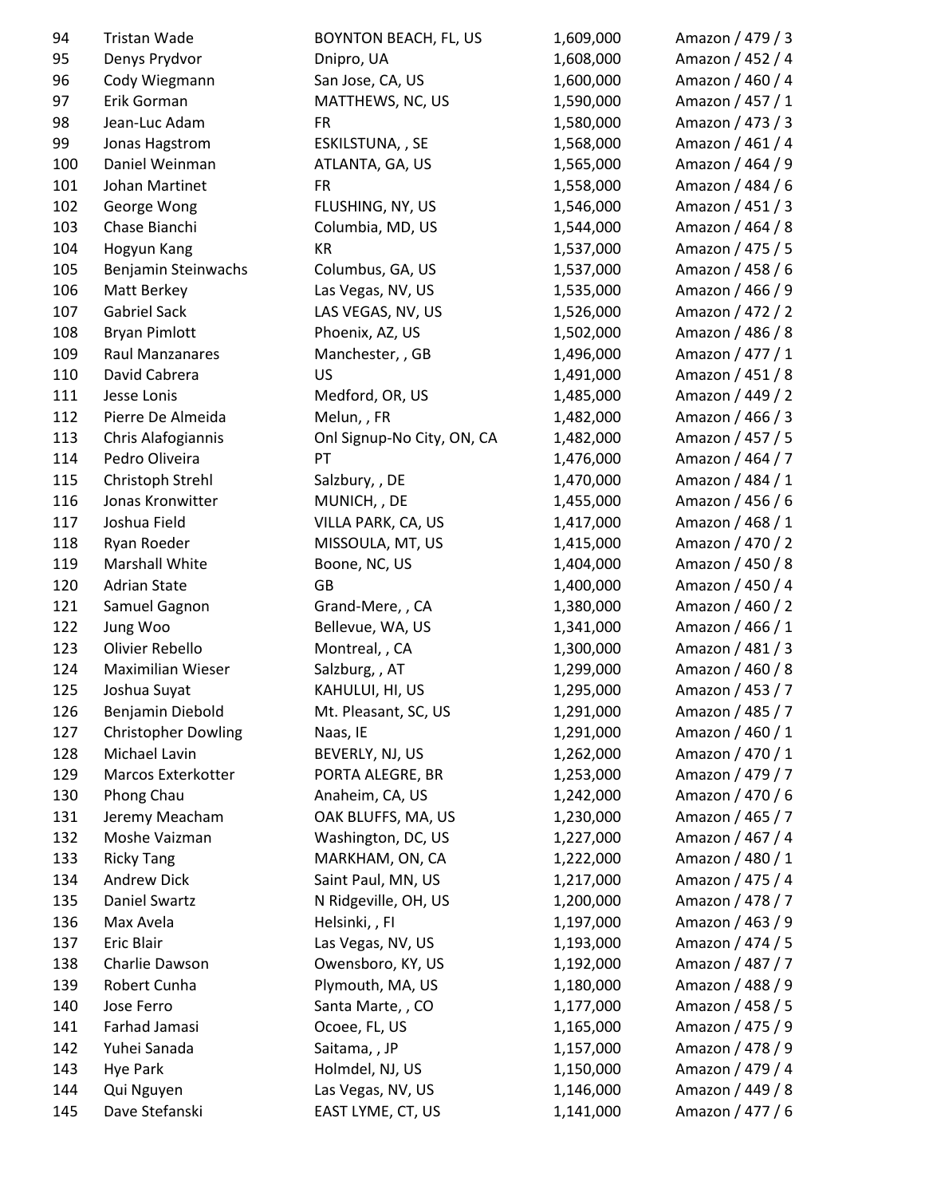| | | | | |
|---|---|---|---|---|
| 94 | Tristan Wade | BOYNTON BEACH, FL, US | 1,609,000 | Amazon / 479 / 3 |
| 95 | Denys Prydvor | Dnipro, UA | 1,608,000 | Amazon / 452 / 4 |
| 96 | Cody Wiegmann | San Jose, CA, US | 1,600,000 | Amazon / 460 / 4 |
| 97 | Erik Gorman | MATTHEWS, NC, US | 1,590,000 | Amazon / 457 / 1 |
| 98 | Jean-Luc Adam | FR | 1,580,000 | Amazon / 473 / 3 |
| 99 | Jonas Hagstrom | ESKILSTUNA, , SE | 1,568,000 | Amazon / 461 / 4 |
| 100 | Daniel Weinman | ATLANTA, GA, US | 1,565,000 | Amazon / 464 / 9 |
| 101 | Johan Martinet | FR | 1,558,000 | Amazon / 484 / 6 |
| 102 | George Wong | FLUSHING, NY, US | 1,546,000 | Amazon / 451 / 3 |
| 103 | Chase Bianchi | Columbia, MD, US | 1,544,000 | Amazon / 464 / 8 |
| 104 | Hogyun Kang | KR | 1,537,000 | Amazon / 475 / 5 |
| 105 | Benjamin Steinwachs | Columbus, GA, US | 1,537,000 | Amazon / 458 / 6 |
| 106 | Matt Berkey | Las Vegas, NV, US | 1,535,000 | Amazon / 466 / 9 |
| 107 | Gabriel Sack | LAS VEGAS, NV, US | 1,526,000 | Amazon / 472 / 2 |
| 108 | Bryan Pimlott | Phoenix, AZ, US | 1,502,000 | Amazon / 486 / 8 |
| 109 | Raul Manzanares | Manchester, , GB | 1,496,000 | Amazon / 477 / 1 |
| 110 | David Cabrera | US | 1,491,000 | Amazon / 451 / 8 |
| 111 | Jesse Lonis | Medford, OR, US | 1,485,000 | Amazon / 449 / 2 |
| 112 | Pierre De Almeida | Melun, , FR | 1,482,000 | Amazon / 466 / 3 |
| 113 | Chris Alafogiannis | Onl Signup-No City, ON, CA | 1,482,000 | Amazon / 457 / 5 |
| 114 | Pedro Oliveira | PT | 1,476,000 | Amazon / 464 / 7 |
| 115 | Christoph Strehl | Salzbury, , DE | 1,470,000 | Amazon / 484 / 1 |
| 116 | Jonas Kronwitter | MUNICH, , DE | 1,455,000 | Amazon / 456 / 6 |
| 117 | Joshua Field | VILLA PARK, CA, US | 1,417,000 | Amazon / 468 / 1 |
| 118 | Ryan Roeder | MISSOULA, MT, US | 1,415,000 | Amazon / 470 / 2 |
| 119 | Marshall White | Boone, NC, US | 1,404,000 | Amazon / 450 / 8 |
| 120 | Adrian State | GB | 1,400,000 | Amazon / 450 / 4 |
| 121 | Samuel Gagnon | Grand-Mere, , CA | 1,380,000 | Amazon / 460 / 2 |
| 122 | Jung Woo | Bellevue, WA, US | 1,341,000 | Amazon / 466 / 1 |
| 123 | Olivier Rebello | Montreal, , CA | 1,300,000 | Amazon / 481 / 3 |
| 124 | Maximilian Wieser | Salzburg, , AT | 1,299,000 | Amazon / 460 / 8 |
| 125 | Joshua Suyat | KAHULUI, HI, US | 1,295,000 | Amazon / 453 / 7 |
| 126 | Benjamin Diebold | Mt. Pleasant, SC, US | 1,291,000 | Amazon / 485 / 7 |
| 127 | Christopher Dowling | Naas, IE | 1,291,000 | Amazon / 460 / 1 |
| 128 | Michael Lavin | BEVERLY, NJ, US | 1,262,000 | Amazon / 470 / 1 |
| 129 | Marcos Exterkotter | PORTA ALEGRE, BR | 1,253,000 | Amazon / 479 / 7 |
| 130 | Phong Chau | Anaheim, CA, US | 1,242,000 | Amazon / 470 / 6 |
| 131 | Jeremy Meacham | OAK BLUFFS, MA, US | 1,230,000 | Amazon / 465 / 7 |
| 132 | Moshe Vaizman | Washington, DC, US | 1,227,000 | Amazon / 467 / 4 |
| 133 | Ricky Tang | MARKHAM, ON, CA | 1,222,000 | Amazon / 480 / 1 |
| 134 | Andrew Dick | Saint Paul, MN, US | 1,217,000 | Amazon / 475 / 4 |
| 135 | Daniel Swartz | N Ridgeville, OH, US | 1,200,000 | Amazon / 478 / 7 |
| 136 | Max Avela | Helsinki, , FI | 1,197,000 | Amazon / 463 / 9 |
| 137 | Eric Blair | Las Vegas, NV, US | 1,193,000 | Amazon / 474 / 5 |
| 138 | Charlie Dawson | Owensboro, KY, US | 1,192,000 | Amazon / 487 / 7 |
| 139 | Robert Cunha | Plymouth, MA, US | 1,180,000 | Amazon / 488 / 9 |
| 140 | Jose Ferro | Santa Marte, , CO | 1,177,000 | Amazon / 458 / 5 |
| 141 | Farhad Jamasi | Ocoee, FL, US | 1,165,000 | Amazon / 475 / 9 |
| 142 | Yuhei Sanada | Saitama, , JP | 1,157,000 | Amazon / 478 / 9 |
| 143 | Hye Park | Holmdel, NJ, US | 1,150,000 | Amazon / 479 / 4 |
| 144 | Qui Nguyen | Las Vegas, NV, US | 1,146,000 | Amazon / 449 / 8 |
| 145 | Dave Stefanski | EAST LYME, CT, US | 1,141,000 | Amazon / 477 / 6 |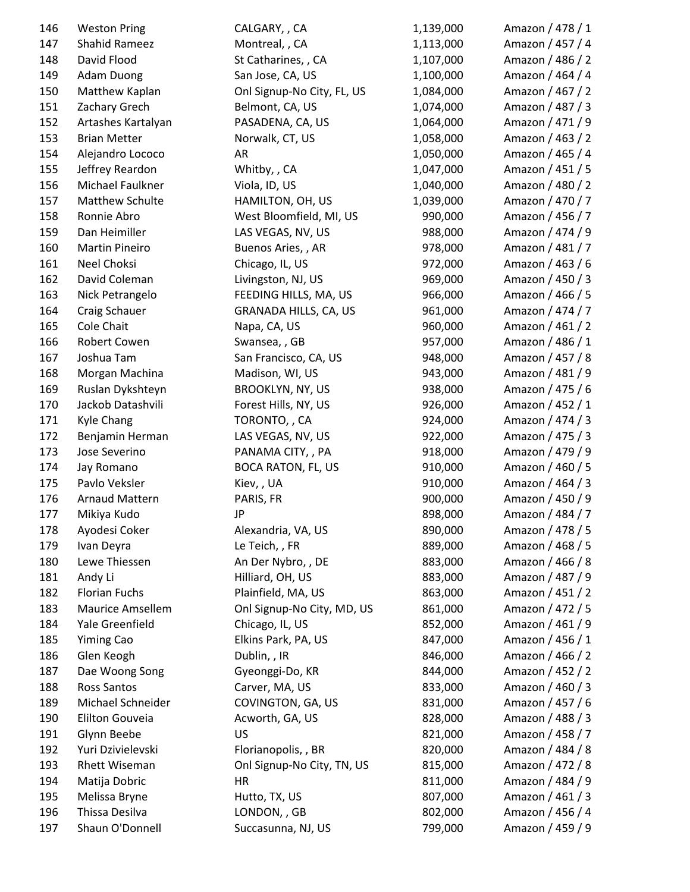| | | | | |
|---|---|---|---|---|
| 146 | Weston Pring | CALGARY, , CA | 1,139,000 | Amazon / 478 / 1 |
| 147 | Shahid Rameez | Montreal, , CA | 1,113,000 | Amazon / 457 / 4 |
| 148 | David Flood | St Catharines, , CA | 1,107,000 | Amazon / 486 / 2 |
| 149 | Adam Duong | San Jose, CA, US | 1,100,000 | Amazon / 464 / 4 |
| 150 | Matthew Kaplan | Onl Signup-No City, FL, US | 1,084,000 | Amazon / 467 / 2 |
| 151 | Zachary Grech | Belmont, CA, US | 1,074,000 | Amazon / 487 / 3 |
| 152 | Artashes Kartalyan | PASADENA, CA, US | 1,064,000 | Amazon / 471 / 9 |
| 153 | Brian Metter | Norwalk, CT, US | 1,058,000 | Amazon / 463 / 2 |
| 154 | Alejandro Lococo | AR | 1,050,000 | Amazon / 465 / 4 |
| 155 | Jeffrey Reardon | Whitby, , CA | 1,047,000 | Amazon / 451 / 5 |
| 156 | Michael Faulkner | Viola, ID, US | 1,040,000 | Amazon / 480 / 2 |
| 157 | Matthew Schulte | HAMILTON, OH, US | 1,039,000 | Amazon / 470 / 7 |
| 158 | Ronnie Abro | West Bloomfield, MI, US | 990,000 | Amazon / 456 / 7 |
| 159 | Dan Heimiller | LAS VEGAS, NV, US | 988,000 | Amazon / 474 / 9 |
| 160 | Martin Pineiro | Buenos Aries, , AR | 978,000 | Amazon / 481 / 7 |
| 161 | Neel Choksi | Chicago, IL, US | 972,000 | Amazon / 463 / 6 |
| 162 | David Coleman | Livingston, NJ, US | 969,000 | Amazon / 450 / 3 |
| 163 | Nick Petrangelo | FEEDING HILLS, MA, US | 966,000 | Amazon / 466 / 5 |
| 164 | Craig Schauer | GRANADA HILLS, CA, US | 961,000 | Amazon / 474 / 7 |
| 165 | Cole Chait | Napa, CA, US | 960,000 | Amazon / 461 / 2 |
| 166 | Robert Cowen | Swansea, , GB | 957,000 | Amazon / 486 / 1 |
| 167 | Joshua Tam | San Francisco, CA, US | 948,000 | Amazon / 457 / 8 |
| 168 | Morgan Machina | Madison, WI, US | 943,000 | Amazon / 481 / 9 |
| 169 | Ruslan Dykshteyn | BROOKLYN, NY, US | 938,000 | Amazon / 475 / 6 |
| 170 | Jackob Datashvili | Forest Hills, NY, US | 926,000 | Amazon / 452 / 1 |
| 171 | Kyle Chang | TORONTO, , CA | 924,000 | Amazon / 474 / 3 |
| 172 | Benjamin Herman | LAS VEGAS, NV, US | 922,000 | Amazon / 475 / 3 |
| 173 | Jose Severino | PANAMA CITY, , PA | 918,000 | Amazon / 479 / 9 |
| 174 | Jay Romano | BOCA RATON, FL, US | 910,000 | Amazon / 460 / 5 |
| 175 | Pavlo Veksler | Kiev, , UA | 910,000 | Amazon / 464 / 3 |
| 176 | Arnaud Mattern | PARIS, FR | 900,000 | Amazon / 450 / 9 |
| 177 | Mikiya Kudo | JP | 898,000 | Amazon / 484 / 7 |
| 178 | Ayodesi Coker | Alexandria, VA, US | 890,000 | Amazon / 478 / 5 |
| 179 | Ivan Deyra | Le Teich, , FR | 889,000 | Amazon / 468 / 5 |
| 180 | Lewe Thiessen | An Der Nybro, , DE | 883,000 | Amazon / 466 / 8 |
| 181 | Andy Li | Hilliard, OH, US | 883,000 | Amazon / 487 / 9 |
| 182 | Florian Fuchs | Plainfield, MA, US | 863,000 | Amazon / 451 / 2 |
| 183 | Maurice Amsellem | Onl Signup-No City, MD, US | 861,000 | Amazon / 472 / 5 |
| 184 | Yale Greenfield | Chicago, IL, US | 852,000 | Amazon / 461 / 9 |
| 185 | Yiming Cao | Elkins Park, PA, US | 847,000 | Amazon / 456 / 1 |
| 186 | Glen Keogh | Dublin, , IR | 846,000 | Amazon / 466 / 2 |
| 187 | Dae Woong Song | Gyeonggi-Do, KR | 844,000 | Amazon / 452 / 2 |
| 188 | Ross Santos | Carver, MA, US | 833,000 | Amazon / 460 / 3 |
| 189 | Michael Schneider | COVINGTON, GA, US | 831,000 | Amazon / 457 / 6 |
| 190 | Elilton Gouveia | Acworth, GA, US | 828,000 | Amazon / 488 / 3 |
| 191 | Glynn Beebe | US | 821,000 | Amazon / 458 / 7 |
| 192 | Yuri Dzivielevski | Florianopolis, , BR | 820,000 | Amazon / 484 / 8 |
| 193 | Rhett Wiseman | Onl Signup-No City, TN, US | 815,000 | Amazon / 472 / 8 |
| 194 | Matija Dobric | HR | 811,000 | Amazon / 484 / 9 |
| 195 | Melissa Bryne | Hutto, TX, US | 807,000 | Amazon / 461 / 3 |
| 196 | Thissa Desilva | LONDON, , GB | 802,000 | Amazon / 456 / 4 |
| 197 | Shaun O'Donnell | Succasunna, NJ, US | 799,000 | Amazon / 459 / 9 |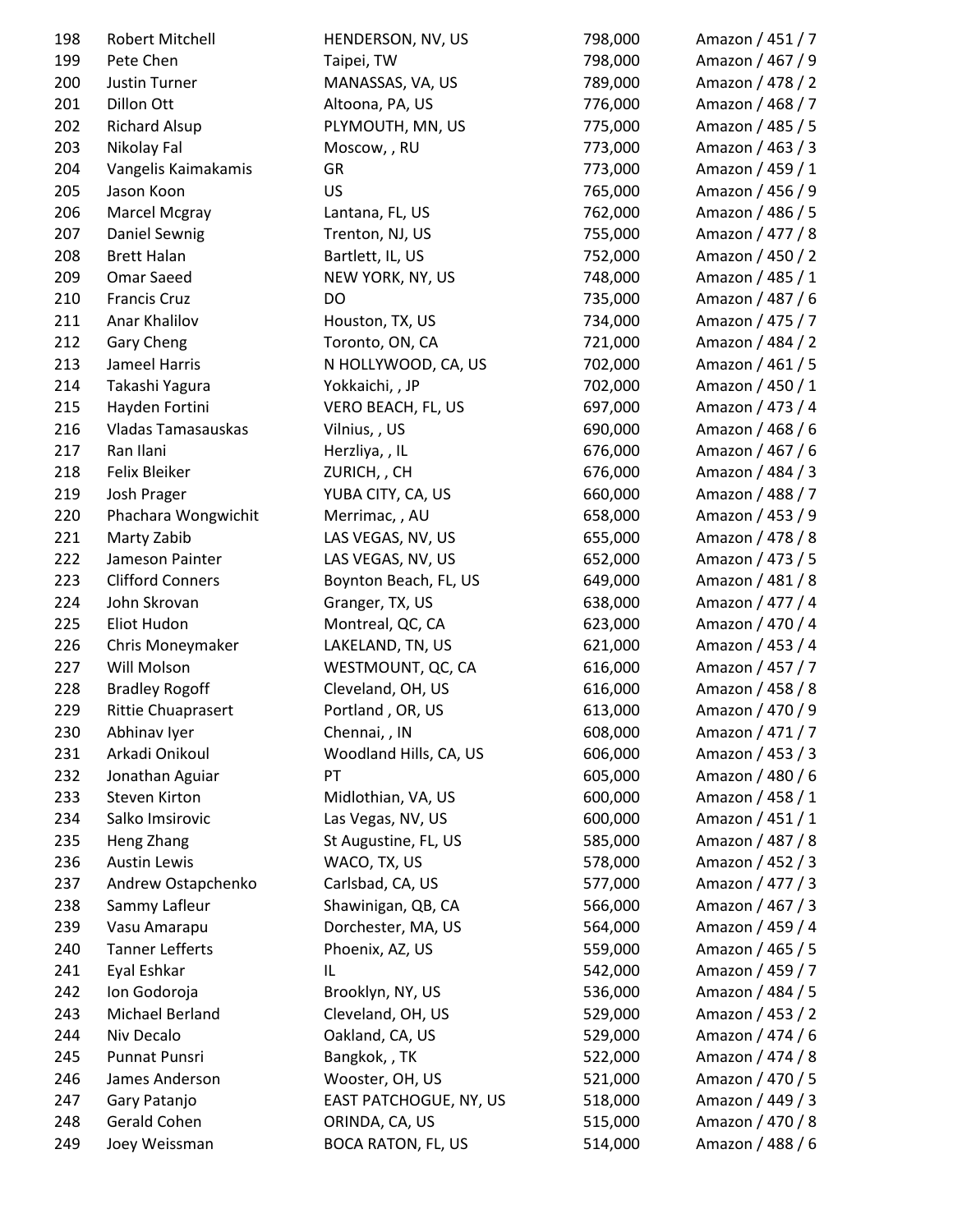| | | | | |
|---|---|---|---|---|
| 198 | Robert Mitchell | HENDERSON, NV, US | 798,000 | Amazon / 451 / 7 |
| 199 | Pete Chen | Taipei, TW | 798,000 | Amazon / 467 / 9 |
| 200 | Justin Turner | MANASSAS, VA, US | 789,000 | Amazon / 478 / 2 |
| 201 | Dillon Ott | Altoona, PA, US | 776,000 | Amazon / 468 / 7 |
| 202 | Richard Alsup | PLYMOUTH, MN, US | 775,000 | Amazon / 485 / 5 |
| 203 | Nikolay Fal | Moscow, , RU | 773,000 | Amazon / 463 / 3 |
| 204 | Vangelis Kaimakamis | GR | 773,000 | Amazon / 459 / 1 |
| 205 | Jason Koon | US | 765,000 | Amazon / 456 / 9 |
| 206 | Marcel Mcgray | Lantana, FL, US | 762,000 | Amazon / 486 / 5 |
| 207 | Daniel Sewnig | Trenton, NJ, US | 755,000 | Amazon / 477 / 8 |
| 208 | Brett Halan | Bartlett, IL, US | 752,000 | Amazon / 450 / 2 |
| 209 | Omar Saeed | NEW YORK, NY, US | 748,000 | Amazon / 485 / 1 |
| 210 | Francis Cruz | DO | 735,000 | Amazon / 487 / 6 |
| 211 | Anar Khalilov | Houston, TX, US | 734,000 | Amazon / 475 / 7 |
| 212 | Gary Cheng | Toronto, ON, CA | 721,000 | Amazon / 484 / 2 |
| 213 | Jameel Harris | N HOLLYWOOD, CA, US | 702,000 | Amazon / 461 / 5 |
| 214 | Takashi Yagura | Yokkaichi, , JP | 702,000 | Amazon / 450 / 1 |
| 215 | Hayden Fortini | VERO BEACH, FL, US | 697,000 | Amazon / 473 / 4 |
| 216 | Vladas Tamasauskas | Vilnius, , US | 690,000 | Amazon / 468 / 6 |
| 217 | Ran Ilani | Herzliya, , IL | 676,000 | Amazon / 467 / 6 |
| 218 | Felix Bleiker | ZURICH, , CH | 676,000 | Amazon / 484 / 3 |
| 219 | Josh Prager | YUBA CITY, CA, US | 660,000 | Amazon / 488 / 7 |
| 220 | Phachara Wongwichit | Merrimac, , AU | 658,000 | Amazon / 453 / 9 |
| 221 | Marty Zabib | LAS VEGAS, NV, US | 655,000 | Amazon / 478 / 8 |
| 222 | Jameson Painter | LAS VEGAS, NV, US | 652,000 | Amazon / 473 / 5 |
| 223 | Clifford Conners | Boynton Beach, FL, US | 649,000 | Amazon / 481 / 8 |
| 224 | John Skrovan | Granger, TX, US | 638,000 | Amazon / 477 / 4 |
| 225 | Eliot Hudon | Montreal, QC, CA | 623,000 | Amazon / 470 / 4 |
| 226 | Chris Moneymaker | LAKELAND, TN, US | 621,000 | Amazon / 453 / 4 |
| 227 | Will Molson | WESTMOUNT, QC, CA | 616,000 | Amazon / 457 / 7 |
| 228 | Bradley Rogoff | Cleveland, OH, US | 616,000 | Amazon / 458 / 8 |
| 229 | Rittie Chuaprasert | Portland , OR, US | 613,000 | Amazon / 470 / 9 |
| 230 | Abhinav Iyer | Chennai, , IN | 608,000 | Amazon / 471 / 7 |
| 231 | Arkadi Onikoul | Woodland Hills, CA, US | 606,000 | Amazon / 453 / 3 |
| 232 | Jonathan Aguiar | PT | 605,000 | Amazon / 480 / 6 |
| 233 | Steven Kirton | Midlothian, VA, US | 600,000 | Amazon / 458 / 1 |
| 234 | Salko Imsirovic | Las Vegas, NV, US | 600,000 | Amazon / 451 / 1 |
| 235 | Heng Zhang | St Augustine, FL, US | 585,000 | Amazon / 487 / 8 |
| 236 | Austin Lewis | WACO, TX, US | 578,000 | Amazon / 452 / 3 |
| 237 | Andrew Ostapchenko | Carlsbad, CA, US | 577,000 | Amazon / 477 / 3 |
| 238 | Sammy Lafleur | Shawinigan, QB, CA | 566,000 | Amazon / 467 / 3 |
| 239 | Vasu Amarapu | Dorchester, MA, US | 564,000 | Amazon / 459 / 4 |
| 240 | Tanner Lefferts | Phoenix, AZ, US | 559,000 | Amazon / 465 / 5 |
| 241 | Eyal Eshkar | IL | 542,000 | Amazon / 459 / 7 |
| 242 | Ion Godoroja | Brooklyn, NY, US | 536,000 | Amazon / 484 / 5 |
| 243 | Michael Berland | Cleveland, OH, US | 529,000 | Amazon / 453 / 2 |
| 244 | Niv Decalo | Oakland, CA, US | 529,000 | Amazon / 474 / 6 |
| 245 | Punnat Punsri | Bangkok, , TK | 522,000 | Amazon / 474 / 8 |
| 246 | James Anderson | Wooster, OH, US | 521,000 | Amazon / 470 / 5 |
| 247 | Gary Patanjo | EAST PATCHOGUE, NY, US | 518,000 | Amazon / 449 / 3 |
| 248 | Gerald Cohen | ORINDA, CA, US | 515,000 | Amazon / 470 / 8 |
| 249 | Joey Weissman | BOCA RATON, FL, US | 514,000 | Amazon / 488 / 6 |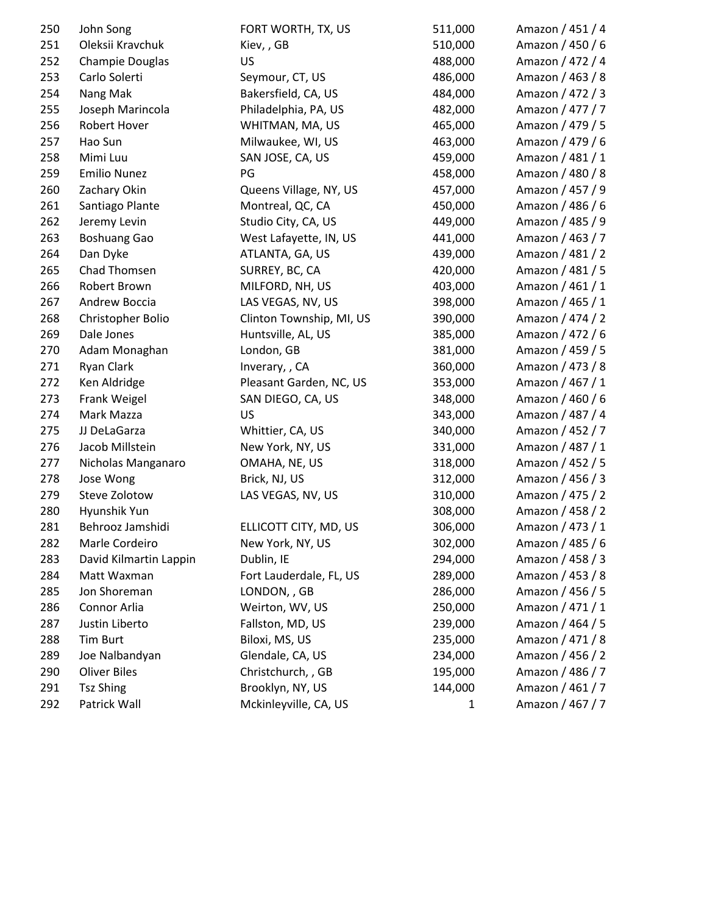| | | | | |
|---|---|---|---|---|
| 250 | John Song | FORT WORTH, TX, US | 511,000 | Amazon / 451 / 4 |
| 251 | Oleksii Kravchuk | Kiev, , GB | 510,000 | Amazon / 450 / 6 |
| 252 | Champie Douglas | US | 488,000 | Amazon / 472 / 4 |
| 253 | Carlo Solerti | Seymour, CT, US | 486,000 | Amazon / 463 / 8 |
| 254 | Nang Mak | Bakersfield, CA, US | 484,000 | Amazon / 472 / 3 |
| 255 | Joseph Marincola | Philadelphia, PA, US | 482,000 | Amazon / 477 / 7 |
| 256 | Robert Hover | WHITMAN, MA, US | 465,000 | Amazon / 479 / 5 |
| 257 | Hao Sun | Milwaukee, WI, US | 463,000 | Amazon / 479 / 6 |
| 258 | Mimi Luu | SAN JOSE, CA, US | 459,000 | Amazon / 481 / 1 |
| 259 | Emilio Nunez | PG | 458,000 | Amazon / 480 / 8 |
| 260 | Zachary Okin | Queens Village, NY, US | 457,000 | Amazon / 457 / 9 |
| 261 | Santiago Plante | Montreal, QC, CA | 450,000 | Amazon / 486 / 6 |
| 262 | Jeremy Levin | Studio City, CA, US | 449,000 | Amazon / 485 / 9 |
| 263 | Boshuang Gao | West Lafayette, IN, US | 441,000 | Amazon / 463 / 7 |
| 264 | Dan Dyke | ATLANTA, GA, US | 439,000 | Amazon / 481 / 2 |
| 265 | Chad Thomsen | SURREY, BC, CA | 420,000 | Amazon / 481 / 5 |
| 266 | Robert Brown | MILFORD, NH, US | 403,000 | Amazon / 461 / 1 |
| 267 | Andrew Boccia | LAS VEGAS, NV, US | 398,000 | Amazon / 465 / 1 |
| 268 | Christopher Bolio | Clinton Township, MI, US | 390,000 | Amazon / 474 / 2 |
| 269 | Dale Jones | Huntsville, AL, US | 385,000 | Amazon / 472 / 6 |
| 270 | Adam Monaghan | London, GB | 381,000 | Amazon / 459 / 5 |
| 271 | Ryan Clark | Inverary, , CA | 360,000 | Amazon / 473 / 8 |
| 272 | Ken Aldridge | Pleasant Garden, NC, US | 353,000 | Amazon / 467 / 1 |
| 273 | Frank Weigel | SAN DIEGO, CA, US | 348,000 | Amazon / 460 / 6 |
| 274 | Mark Mazza | US | 343,000 | Amazon / 487 / 4 |
| 275 | JJ DeLaGarza | Whittier, CA, US | 340,000 | Amazon / 452 / 7 |
| 276 | Jacob Millstein | New York, NY, US | 331,000 | Amazon / 487 / 1 |
| 277 | Nicholas Manganaro | OMAHA, NE, US | 318,000 | Amazon / 452 / 5 |
| 278 | Jose Wong | Brick, NJ, US | 312,000 | Amazon / 456 / 3 |
| 279 | Steve Zolotow | LAS VEGAS, NV, US | 310,000 | Amazon / 475 / 2 |
| 280 | Hyunshik Yun | | 308,000 | Amazon / 458 / 2 |
| 281 | Behrooz Jamshidi | ELLICOTT CITY, MD, US | 306,000 | Amazon / 473 / 1 |
| 282 | Marle Cordeiro | New York, NY, US | 302,000 | Amazon / 485 / 6 |
| 283 | David Kilmartin Lappin | Dublin, IE | 294,000 | Amazon / 458 / 3 |
| 284 | Matt Waxman | Fort Lauderdale, FL, US | 289,000 | Amazon / 453 / 8 |
| 285 | Jon Shoreman | LONDON, , GB | 286,000 | Amazon / 456 / 5 |
| 286 | Connor Arlia | Weirton, WV, US | 250,000 | Amazon / 471 / 1 |
| 287 | Justin Liberto | Fallston, MD, US | 239,000 | Amazon / 464 / 5 |
| 288 | Tim Burt | Biloxi, MS, US | 235,000 | Amazon / 471 / 8 |
| 289 | Joe Nalbandyan | Glendale, CA, US | 234,000 | Amazon / 456 / 2 |
| 290 | Oliver Biles | Christchurch, , GB | 195,000 | Amazon / 486 / 7 |
| 291 | Tsz Shing | Brooklyn, NY, US | 144,000 | Amazon / 461 / 7 |
| 292 | Patrick Wall | Mckinleyville, CA, US | 1 | Amazon / 467 / 7 |